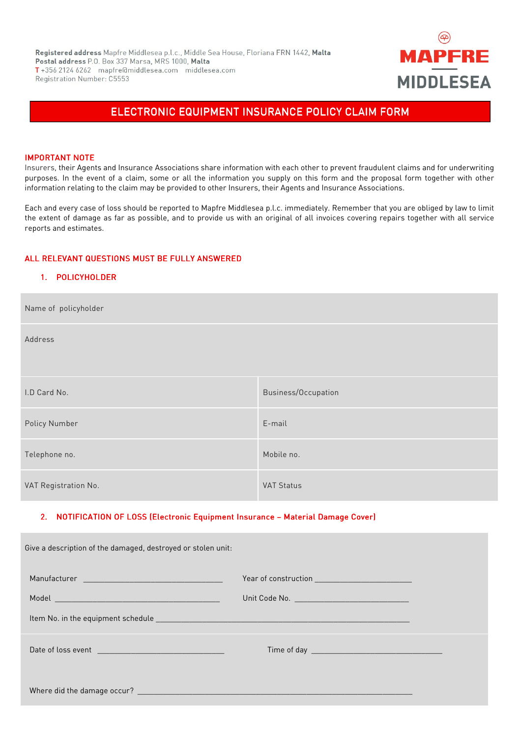Registered address Mapfre Middlesea p.l.c., Middle Sea House, Floriana FRN 1442, Malta
Postal address P.O. Box 337 Marsa, MRS 1000, Malta
T +356 2124 6262 mapfre@middlesea.com middlesea.com
Registration Number: C5553

MAPFRE MIDDLESEA

# ELECTRONIC EQUIPMENT INSURANCE POLICY CLAIM FORM

## IMPORTANT NOTE

Insurers, their Agents and Insurance Associations share information with each other to prevent fraudulent claims and for underwriting purposes. In the event of a claim, some or all the information you supply on this form and the proposal form together with other information relating to the claim may be provided to other Insurers, their Agents and Insurance Associations.

Each and every case of loss should be reported to Mapfre Middlesea p.l.c. immediately. Remember that you are obliged by law to limit the extent of damage as far as possible, and to provide us with an original of all invoices covering repairs together with all service reports and estimates.

## ALL RELEVANT QUESTIONS MUST BE FULLY ANSWERED

### 1. POLICYHOLDER

| Name of policyholder | |
|---|---|
| Address | |
| I.D Card No. | Business/Occupation |
| Policy Number | E-mail |
| Telephone no. | Mobile no. |
| VAT Registration No. | VAT Status |

### 2. NOTIFICATION OF LOSS (Electronic Equipment Insurance – Material Damage Cover)

Give a description of the damaged, destroyed or stolen unit:

Manufacturer ________________________ Year of construction ____________________

Model ________________________ Unit Code No. ____________________

Item No. in the equipment schedule ________________________________________________

Date of loss event ________________________ Time of day ________________________

Where did the damage occur? ________________________________________________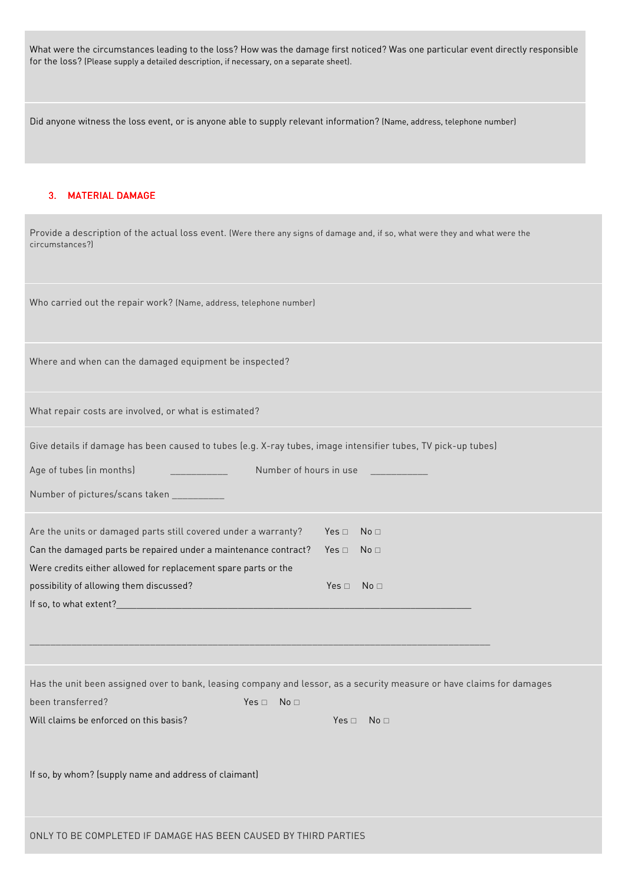What were the circumstances leading to the loss? How was the damage first noticed? Was one particular event directly responsible for the loss? (Please supply a detailed description, if necessary, on a separate sheet).

Did anyone witness the loss event, or is anyone able to supply relevant information? (Name, address, telephone number)

## 3. MATERIAL DAMAGE

Provide a description of the actual loss event. (Were there any signs of damage and, if so, what were they and what were the circumstances?)

Who carried out the repair work? (Name, address, telephone number)

Where and when can the damaged equipment be inspected?

What repair costs are involved, or what is estimated?

Give details if damage has been caused to tubes (e.g. X-ray tubes, image intensifier tubes, TV pick-up tubes)

Age of tubes (in months) ___________ Number of hours in use ___________

Number of pictures/scans taken __________

Are the units or damaged parts still covered under a warranty? Yes □ No □

Can the damaged parts be repaired under a maintenance contract? Yes □ No □

Were credits either allowed for replacement spare parts or the possibility of allowing them discussed? Yes □ No □

If so, to what extent?___________________________________________________________________________

_____________________________________________________________________________________________

Has the unit been assigned over to bank, leasing company and lessor, as a security measure or have claims for damages been transferred? Yes □ No □

Will claims be enforced on this basis? Yes □ No □

If so, by whom? (supply name and address of claimant)

ONLY TO BE COMPLETED IF DAMAGE HAS BEEN CAUSED BY THIRD PARTIES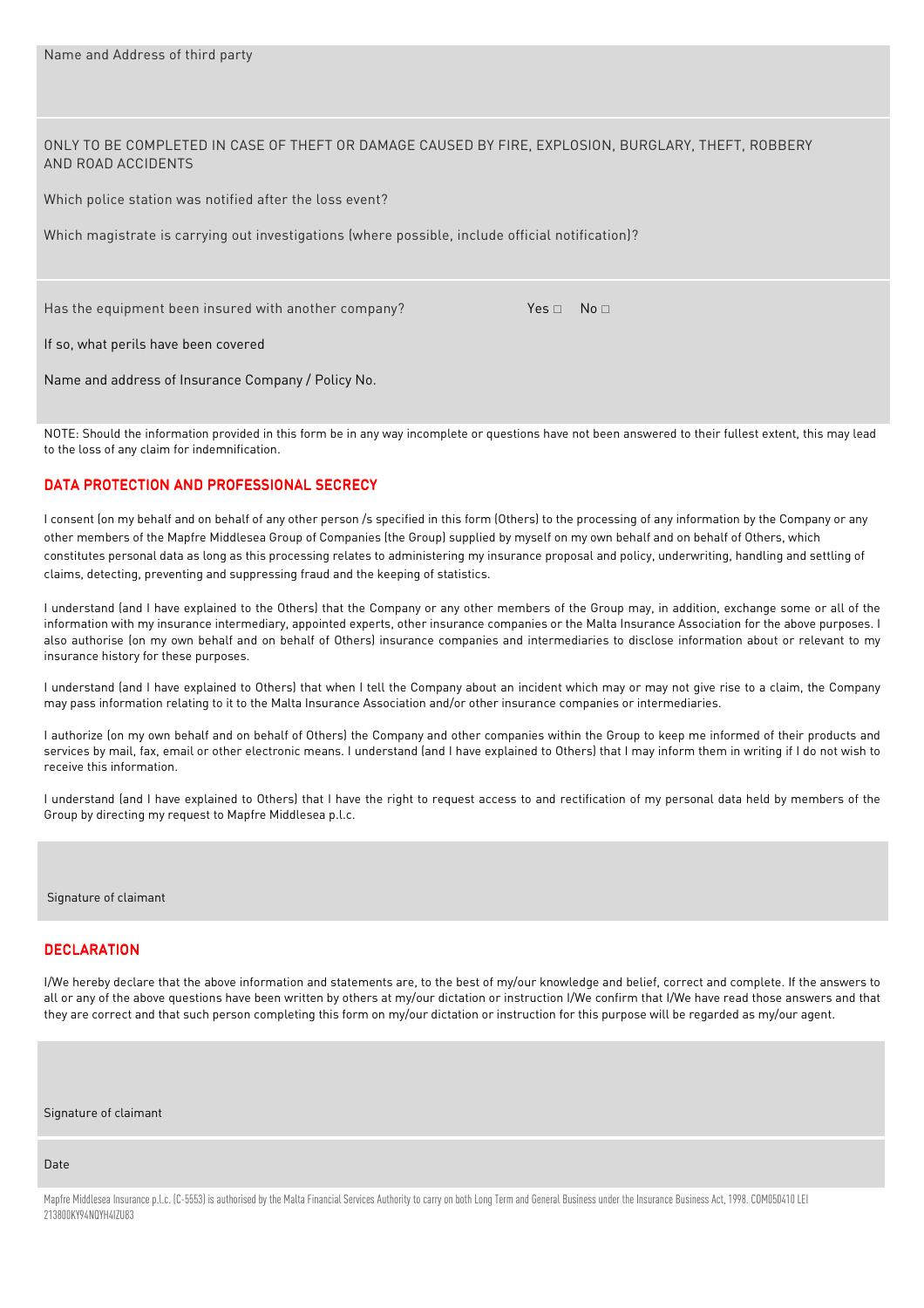Name and Address of third party

ONLY TO BE COMPLETED IN CASE OF THEFT OR DAMAGE CAUSED BY FIRE, EXPLOSION, BURGLARY, THEFT, ROBBERY AND ROAD ACCIDENTS

Which police station was notified after the loss event?

Which magistrate is carrying out investigations (where possible, include official notification)?

Has the equipment been insured with another company? Yes □ No □

If so, what perils have been covered

Name and address of Insurance Company / Policy No.

NOTE: Should the information provided in this form be in any way incomplete or questions have not been answered to their fullest extent, this may lead to the loss of any claim for indemnification.

## DATA PROTECTION AND PROFESSIONAL SECRECY

I consent (on my behalf and on behalf of any other person /s specified in this form (Others) to the processing of any information by the Company or any other members of the Mapfre Middlesea Group of Companies (the Group) supplied by myself on my own behalf and on behalf of Others, which constitutes personal data as long as this processing relates to administering my insurance proposal and policy, underwriting, handling and settling of claims, detecting, preventing and suppressing fraud and the keeping of statistics.

I understand (and I have explained to the Others) that the Company or any other members of the Group may, in addition, exchange some or all of the information with my insurance intermediary, appointed experts, other insurance companies or the Malta Insurance Association for the above purposes. I also authorise (on my own behalf and on behalf of Others) insurance companies and intermediaries to disclose information about or relevant to my insurance history for these purposes.

I understand (and I have explained to Others) that when I tell the Company about an incident which may or may not give rise to a claim, the Company may pass information relating to it to the Malta Insurance Association and/or other insurance companies or intermediaries.

I authorize (on my own behalf and on behalf of Others) the Company and other companies within the Group to keep me informed of their products and services by mail, fax, email or other electronic means. I understand (and I have explained to Others) that I may inform them in writing if I do not wish to receive this information.

I understand (and I have explained to Others) that I have the right to request access to and rectification of my personal data held by members of the Group by directing my request to Mapfre Middlesea p.l.c.

Signature of claimant

## DECLARATION

I/We hereby declare that the above information and statements are, to the best of my/our knowledge and belief, correct and complete. If the answers to all or any of the above questions have been written by others at my/our dictation or instruction I/We confirm that I/We have read those answers and that they are correct and that such person completing this form on my/our dictation or instruction for this purpose will be regarded as my/our agent.

Signature of claimant

Date

Mapfre Middlesea Insurance p.l.c. (C-5553) is authorised by the Malta Financial Services Authority to carry on both Long Term and General Business under the Insurance Business Act, 1998. COM050410 LEI 213800KY94NQYH4IZU83